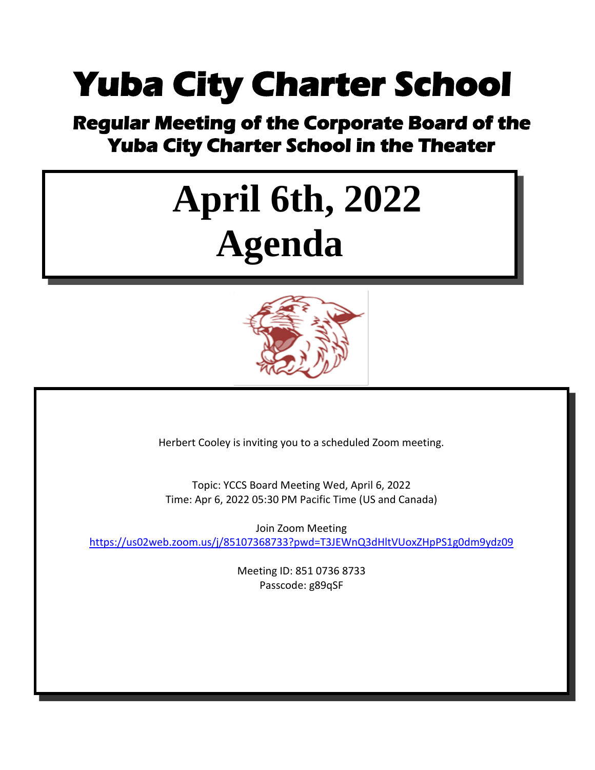# Yuba City Charter School

## Regular Meeting of the Corporate Board of the Yuba City Charter School in the Theater

# April 6th, 2022
# Agenda

Herbert Cooley is inviting you to a scheduled Zoom meeting.

Topic: YCCS Board Meeting Wed, April 6, 2022
Time: Apr 6, 2022 05:30 PM Pacific Time (US and Canada)

Join Zoom Meeting
https://us02web.zoom.us/j/85107368733?pwd=T3JEWnQ3dHltVUoxZHpPS1g0dm9ydz09

Meeting ID: 851 0736 8733
Passcode: g89qSF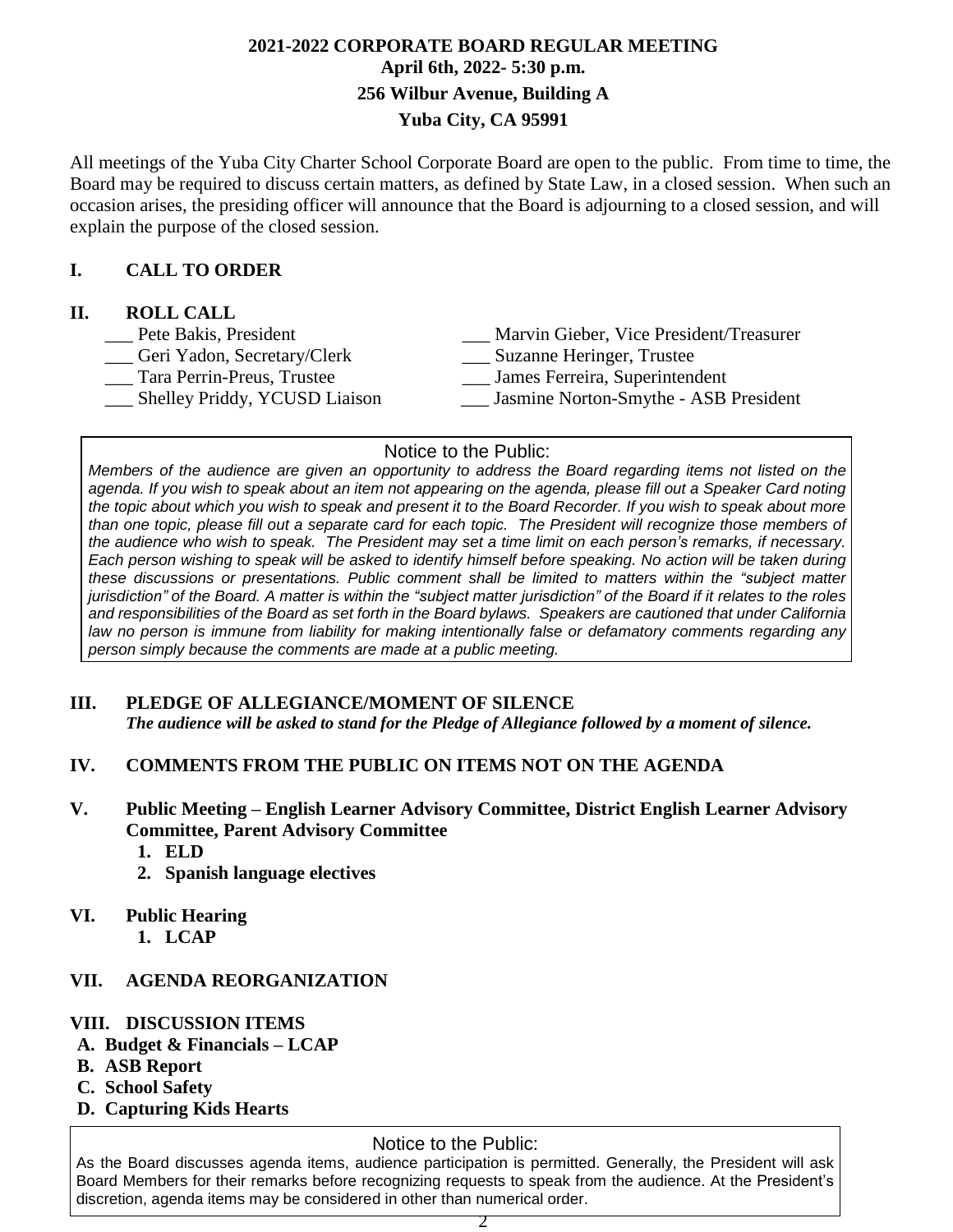**2021-2022 CORPORATE BOARD REGULAR MEETING**
**April 6th, 2022- 5:30 p.m.**
**256 Wilbur Avenue, Building A**
**Yuba City, CA 95991**

All meetings of the Yuba City Charter School Corporate Board are open to the public. From time to time, the Board may be required to discuss certain matters, as defined by State Law, in a closed session. When such an occasion arises, the presiding officer will announce that the Board is adjourning to a closed session, and will explain the purpose of the closed session.

## I. CALL TO ORDER

## II. ROLL CALL

___ Pete Bakis, President
___ Marvin Gieber, Vice President/Treasurer
___ Geri Yadon, Secretary/Clerk
___ Suzanne Heringer, Trustee
___ Tara Perrin-Preus, Trustee
___ James Ferreira, Superintendent
___ Shelley Priddy, YCUSD Liaison
___ Jasmine Norton-Smythe - ASB President

> Notice to the Public:
> *Members of the audience are given an opportunity to address the Board regarding items not listed on the agenda. If you wish to speak about an item not appearing on the agenda, please fill out a Speaker Card noting the topic about which you wish to speak and present it to the Board Recorder. If you wish to speak about more than one topic, please fill out a separate card for each topic. The President will recognize those members of the audience who wish to speak. The President may set a time limit on each person's remarks, if necessary. Each person wishing to speak will be asked to identify himself before speaking. No action will be taken during these discussions or presentations. Public comment shall be limited to matters within the "subject matter jurisdiction" of the Board. A matter is within the "subject matter jurisdiction" of the Board if it relates to the roles and responsibilities of the Board as set forth in the Board bylaws. Speakers are cautioned that under California law no person is immune from liability for making intentionally false or defamatory comments regarding any person simply because the comments are made at a public meeting.*

## III. PLEDGE OF ALLEGIANCE/MOMENT OF SILENCE

***The audience will be asked to stand for the Pledge of Allegiance followed by a moment of silence.***

## IV. COMMENTS FROM THE PUBLIC ON ITEMS NOT ON THE AGENDA

## V. Public Meeting – English Learner Advisory Committee, District English Learner Advisory Committee, Parent Advisory Committee

1. **ELD**
2. **Spanish language electives**

## VI. Public Hearing

1. **LCAP**

## VII. AGENDA REORGANIZATION

## VIII. DISCUSSION ITEMS

**A. Budget & Financials – LCAP**
**B. ASB Report**
**C. School Safety**
**D. Capturing Kids Hearts**

> Notice to the Public:
> As the Board discusses agenda items, audience participation is permitted. Generally, the President will ask Board Members for their remarks before recognizing requests to speak from the audience. At the President's discretion, agenda items may be considered in other than numerical order.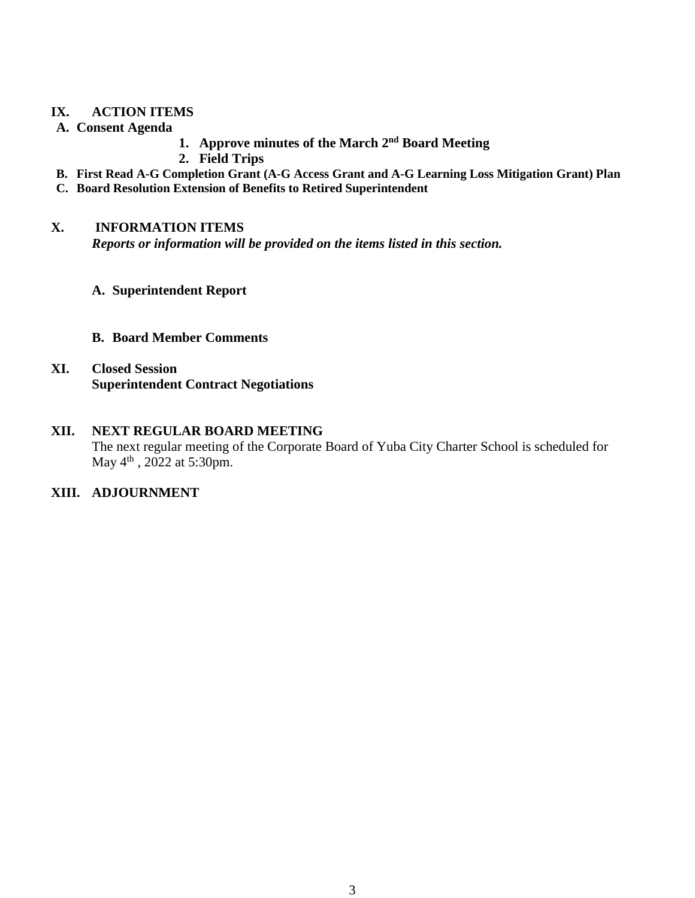**IX. ACTION ITEMS**

**A. Consent Agenda**

1. **Approve minutes of the March 2nd Board Meeting**
2. **Field Trips**

**B. First Read A-G Completion Grant (A-G Access Grant and A-G Learning Loss Mitigation Grant) Plan**

**C. Board Resolution Extension of Benefits to Retired Superintendent**

**X. INFORMATION ITEMS**

***Reports or information will be provided on the items listed in this section.***

**A. Superintendent Report**

**B. Board Member Comments**

**XI. Closed Session**

**Superintendent Contract Negotiations**

**XII. NEXT REGULAR BOARD MEETING**

The next regular meeting of the Corporate Board of Yuba City Charter School is scheduled for May 4th , 2022 at 5:30pm.

**XIII. ADJOURNMENT**